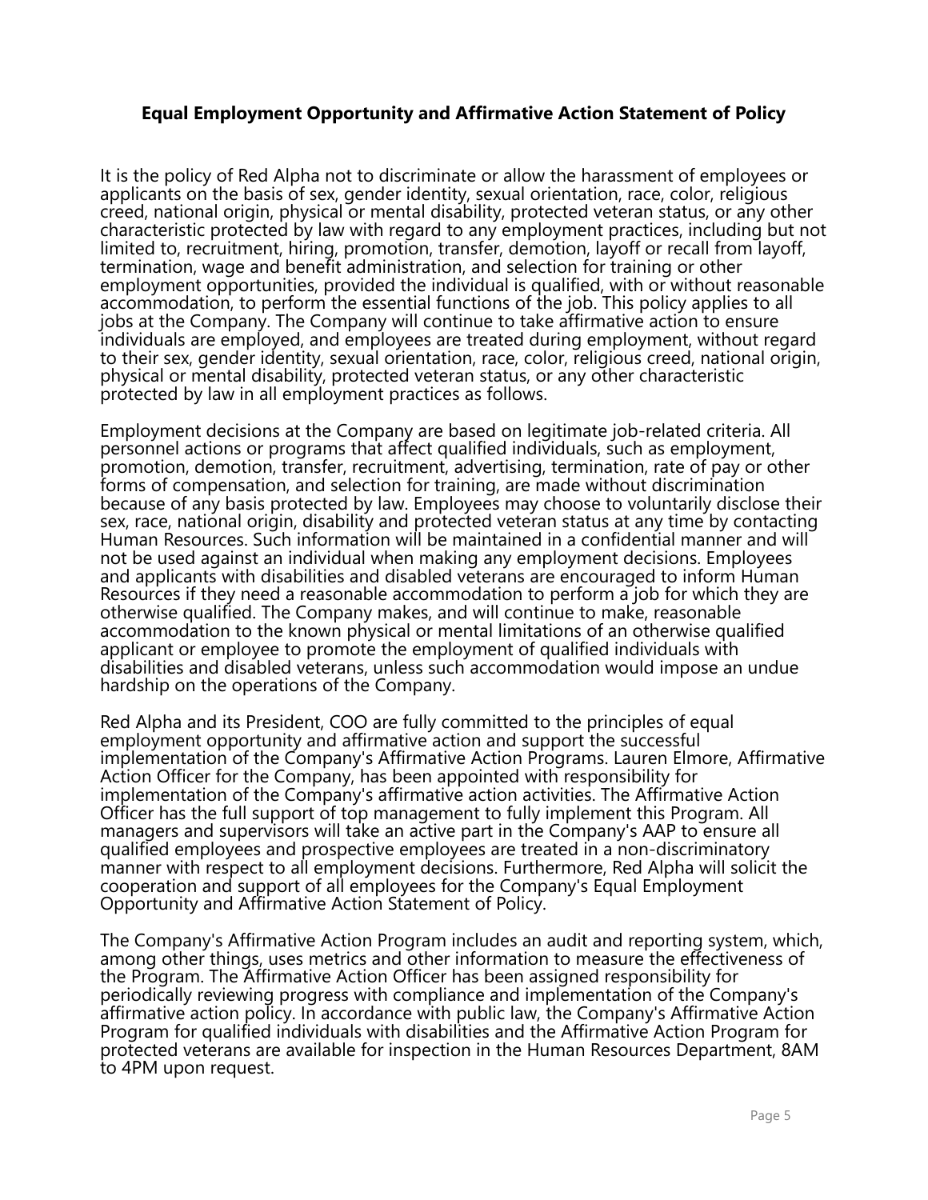## Equal Employment Opportunity and Affirmative Action Statement of Policy

It is the policy of Red Alpha not to discriminate or allow the harassment of employees or applicants on the basis of sex, gender identity, sexual orientation, race, color, religious creed, national origin, physical or mental disability, protected veteran status, or any other characteristic protected by law with regard to any employment practices, including but not limited to, recruitment, hiring, promotion, transfer, demotion, layoff or recall from layoff, termination, wage and benefit administration, and selection for training or other employment opportunities, provided the individual is qualified, with or without reasonable accommodation, to perform the essential functions of the job. This policy applies to all jobs at the Company. The Company will continue to take affirmative action to ensure individuals are employed, and employees are treated during employment, without regard to their sex, gender identity, sexual orientation, race, color, religious creed, national origin, physical or mental disability, protected veteran status, or any other characteristic protected by law in all employment practices as follows.

Employment decisions at the Company are based on legitimate job-related criteria. All personnel actions or programs that affect qualified individuals, such as employment, promotion, demotion, transfer, recruitment, advertising, termination, rate of pay or other forms of compensation, and selection for training, are made without discrimination because of any basis protected by law. Employees may choose to voluntarily disclose their sex, race, national origin, disability and protected veteran status at any time by contacting Human Resources. Such information will be maintained in a confidential manner and will not be used against an individual when making any employment decisions. Employees and applicants with disabilities and disabled veterans are encouraged to inform Human Resources if they need a reasonable accommodation to perform a job for which they are otherwise qualified. The Company makes, and will continue to make, reasonable accommodation to the known physical or mental limitations of an otherwise qualified applicant or employee to promote the employment of qualified individuals with disabilities and disabled veterans, unless such accommodation would impose an undue hardship on the operations of the Company.

Red Alpha and its President, COO are fully committed to the principles of equal employment opportunity and affirmative action and support the successful implementation of the Company's Affirmative Action Programs. Lauren Elmore, Affirmative Action Officer for the Company, has been appointed with responsibility for implementation of the Company's affirmative action activities. The Affirmative Action Officer has the full support of top management to fully implement this Program. All managers and supervisors will take an active part in the Company's AAP to ensure all qualified employees and prospective employees are treated in a non-discriminatory manner with respect to all employment decisions. Furthermore, Red Alpha will solicit the cooperation and support of all employees for the Company's Equal Employment Opportunity and Affirmative Action Statement of Policy.

The Company's Affirmative Action Program includes an audit and reporting system, which, among other things, uses metrics and other information to measure the effectiveness of the Program. The Affirmative Action Officer has been assigned responsibility for periodically reviewing progress with compliance and implementation of the Company's affirmative action policy. In accordance with public law, the Company's Affirmative Action Program for qualified individuals with disabilities and the Affirmative Action Program for protected veterans are available for inspection in the Human Resources Department, 8AM to 4PM upon request.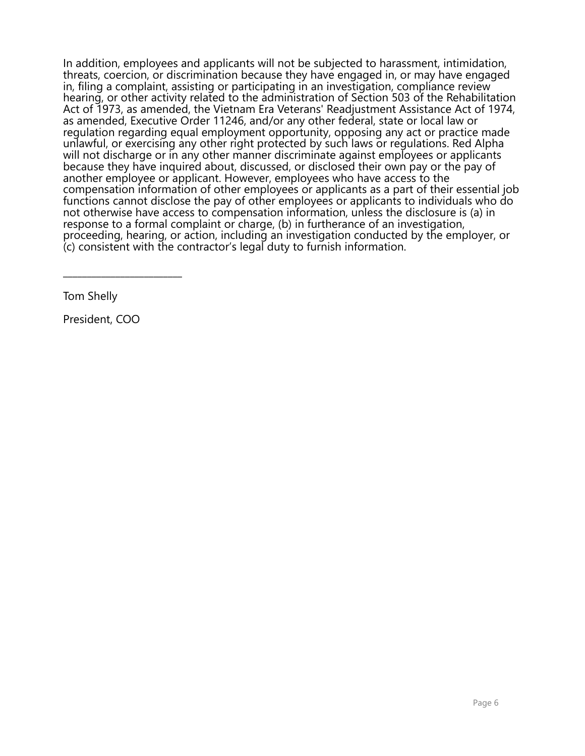In addition, employees and applicants will not be subjected to harassment, intimidation, threats, coercion, or discrimination because they have engaged in, or may have engaged in, filing a complaint, assisting or participating in an investigation, compliance review hearing, or other activity related to the administration of Section 503 of the Rehabilitation Act of 1973, as amended, the Vietnam Era Veterans' Readjustment Assistance Act of 1974, as amended, Executive Order 11246, and/or any other federal, state or local law or regulation regarding equal employment opportunity, opposing any act or practice made unlawful, or exercising any other right protected by such laws or regulations. Red Alpha will not discharge or in any other manner discriminate against employees or applicants because they have inquired about, discussed, or disclosed their own pay or the pay of another employee or applicant. However, employees who have access to the compensation information of other employees or applicants as a part of their essential job functions cannot disclose the pay of other employees or applicants to individuals who do not otherwise have access to compensation information, unless the disclosure is (a) in response to a formal complaint or charge, (b) in furtherance of an investigation, proceeding, hearing, or action, including an investigation conducted by the employer, or (c) consistent with the contractor’s legal duty to furnish information.

_______________________

Tom Shelly

President, COO